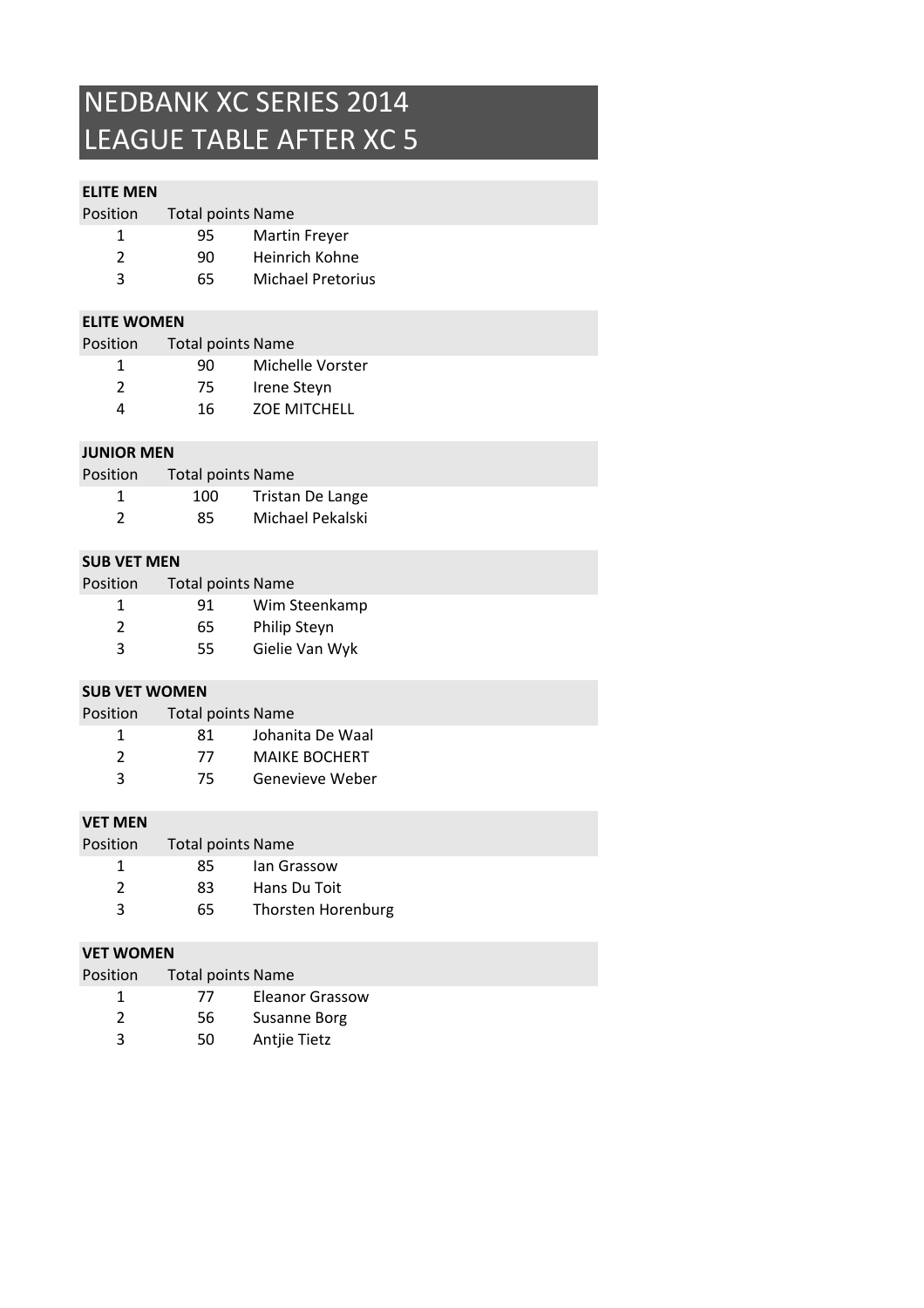# NEDBANK XC SERIES 2014
# LEAGUE TABLE AFTER XC 5

**ELITE MEN**

| Position | Total points | Name |
|---|---|---|
| 1 | 95 | Martin Freyer |
| 2 | 90 | Heinrich Kohne |
| 3 | 65 | Michael Pretorius |

**ELITE WOMEN**

| Position | Total points | Name |
|---|---|---|
| 1 | 90 | Michelle Vorster |
| 2 | 75 | Irene Steyn |
| 4 | 16 | ZOE MITCHELL |

**JUNIOR MEN**

| Position | Total points | Name |
|---|---|---|
| 1 | 100 | Tristan De Lange |
| 2 | 85 | Michael Pekalski |

**SUB VET MEN**

| Position | Total points | Name |
|---|---|---|
| 1 | 91 | Wim Steenkamp |
| 2 | 65 | Philip Steyn |
| 3 | 55 | Gielie Van Wyk |

**SUB VET WOMEN**

| Position | Total points | Name |
|---|---|---|
| 1 | 81 | Johanita De Waal |
| 2 | 77 | MAIKE BOCHERT |
| 3 | 75 | Genevieve Weber |

**VET MEN**

| Position | Total points | Name |
|---|---|---|
| 1 | 85 | Ian Grassow |
| 2 | 83 | Hans Du Toit |
| 3 | 65 | Thorsten Horenburg |

**VET WOMEN**

| Position | Total points | Name |
|---|---|---|
| 1 | 77 | Eleanor Grassow |
| 2 | 56 | Susanne Borg |
| 3 | 50 | Antjie Tietz |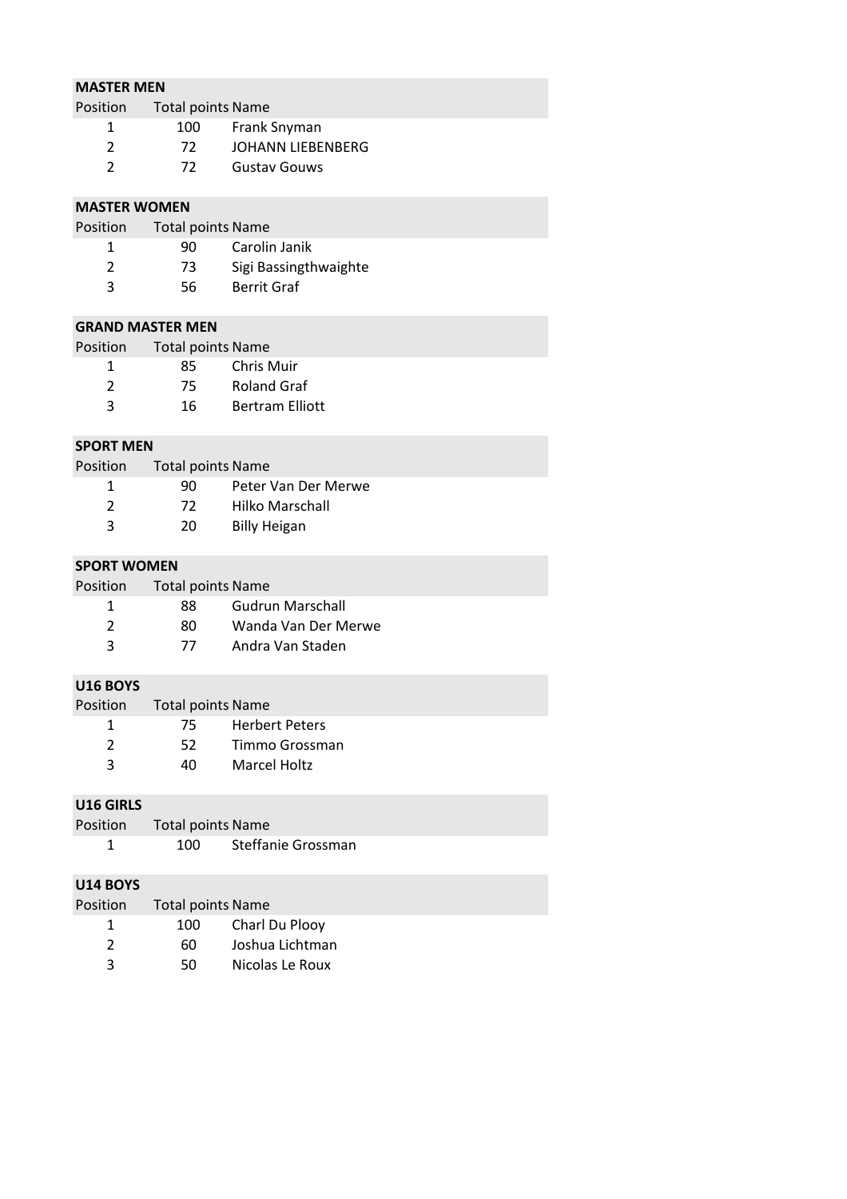## MASTER MEN

| Position | Total points | Name |
|---|---|---|
| 1 | 100 | Frank Snyman |
| 2 | 72 | JOHANN LIEBENBERG |
| 2 | 72 | Gustav Gouws |

## MASTER WOMEN

| Position | Total points | Name |
|---|---|---|
| 1 | 90 | Carolin Janik |
| 2 | 73 | Sigi Bassingthwaighte |
| 3 | 56 | Berrit Graf |

## GRAND MASTER MEN

| Position | Total points | Name |
|---|---|---|
| 1 | 85 | Chris Muir |
| 2 | 75 | Roland Graf |
| 3 | 16 | Bertram Elliott |

## SPORT MEN

| Position | Total points | Name |
|---|---|---|
| 1 | 90 | Peter Van Der Merwe |
| 2 | 72 | Hilko Marschall |
| 3 | 20 | Billy Heigan |

## SPORT WOMEN

| Position | Total points | Name |
|---|---|---|
| 1 | 88 | Gudrun Marschall |
| 2 | 80 | Wanda Van Der Merwe |
| 3 | 77 | Andra Van Staden |

## U16 BOYS

| Position | Total points | Name |
|---|---|---|
| 1 | 75 | Herbert Peters |
| 2 | 52 | Timmo Grossman |
| 3 | 40 | Marcel Holtz |

## U16 GIRLS

| Position | Total points | Name |
|---|---|---|
| 1 | 100 | Steffanie Grossman |

## U14 BOYS

| Position | Total points | Name |
|---|---|---|
| 1 | 100 | Charl Du Plooy |
| 2 | 60 | Joshua Lichtman |
| 3 | 50 | Nicolas Le Roux |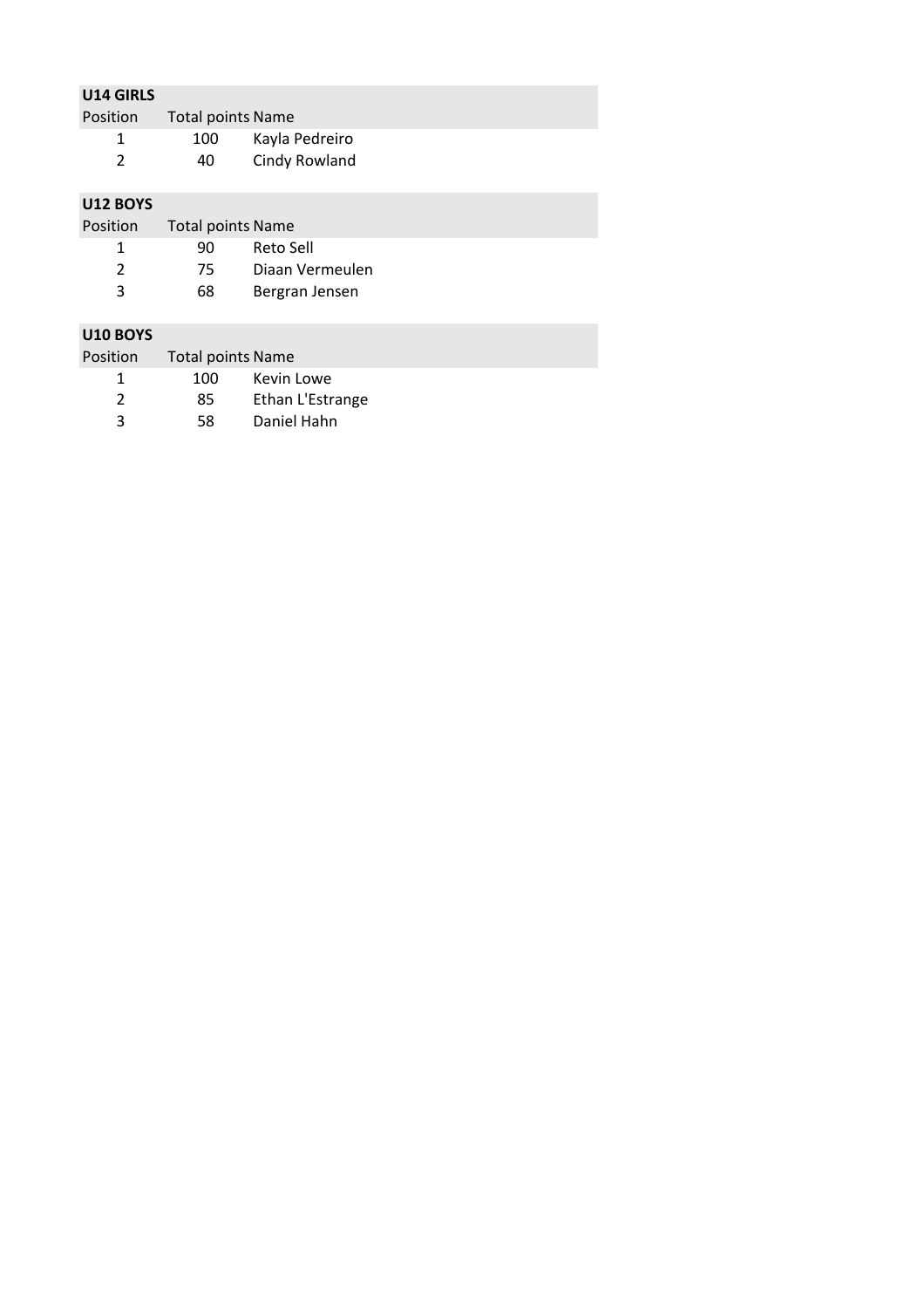**U14 GIRLS**

| Position | Total points | Name |
|---|---|---|
| 1 | 100 | Kayla Pedreiro |
| 2 | 40 | Cindy Rowland |

**U12 BOYS**

| Position | Total points | Name |
|---|---|---|
| 1 | 90 | Reto Sell |
| 2 | 75 | Diaan Vermeulen |
| 3 | 68 | Bergran Jensen |

**U10 BOYS**

| Position | Total points | Name |
|---|---|---|
| 1 | 100 | Kevin Lowe |
| 2 | 85 | Ethan L'Estrange |
| 3 | 58 | Daniel Hahn |